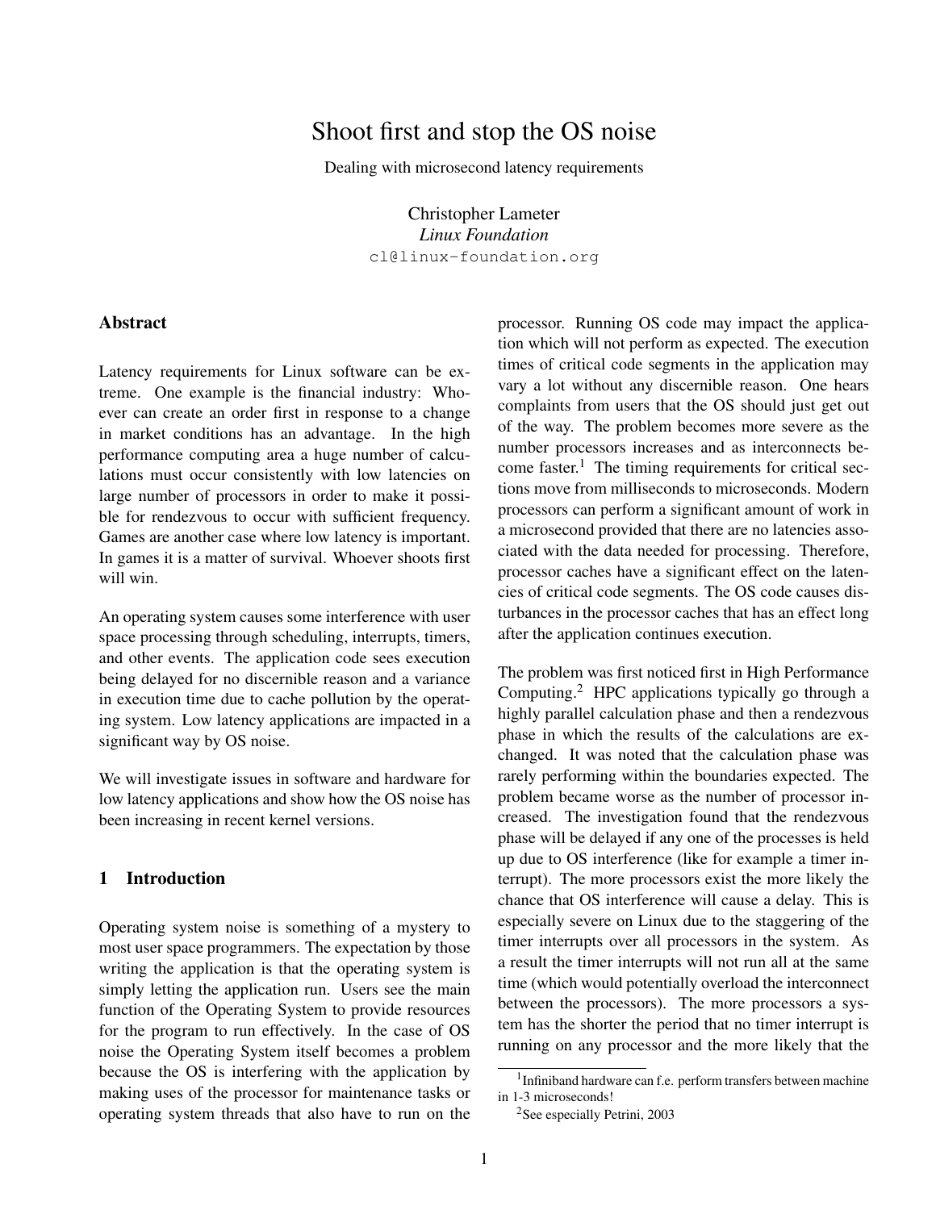# Shoot first and stop the OS noise

Dealing with microsecond latency requirements

Christopher Lameter
*Linux Foundation*
cl@linux-foundation.org

## Abstract

Latency requirements for Linux software can be extreme. One example is the financial industry: Whoever can create an order first in response to a change in market conditions has an advantage. In the high performance computing area a huge number of calculations must occur consistently with low latencies on large number of processors in order to make it possible for rendezvous to occur with sufficient frequency. Games are another case where low latency is important. In games it is a matter of survival. Whoever shoots first will win.

An operating system causes some interference with user space processing through scheduling, interrupts, timers, and other events. The application code sees execution being delayed for no discernible reason and a variance in execution time due to cache pollution by the operating system. Low latency applications are impacted in a significant way by OS noise.

We will investigate issues in software and hardware for low latency applications and show how the OS noise has been increasing in recent kernel versions.

## 1 Introduction

Operating system noise is something of a mystery to most user space programmers. The expectation by those writing the application is that the operating system is simply letting the application run. Users see the main function of the Operating System to provide resources for the program to run effectively. In the case of OS noise the Operating System itself becomes a problem because the OS is interfering with the application by making uses of the processor for maintenance tasks or operating system threads that also have to run on the processor. Running OS code may impact the application which will not perform as expected. The execution times of critical code segments in the application may vary a lot without any discernible reason. One hears complaints from users that the OS should just get out of the way. The problem becomes more severe as the number processors increases and as interconnects become faster.[1] The timing requirements for critical sections move from milliseconds to microseconds. Modern processors can perform a significant amount of work in a microsecond provided that there are no latencies associated with the data needed for processing. Therefore, processor caches have a significant effect on the latencies of critical code segments. The OS code causes disturbances in the processor caches that has an effect long after the application continues execution.

The problem was first noticed first in High Performance Computing.[2] HPC applications typically go through a highly parallel calculation phase and then a rendezvous phase in which the results of the calculations are exchanged. It was noted that the calculation phase was rarely performing within the boundaries expected. The problem became worse as the number of processor increased. The investigation found that the rendezvous phase will be delayed if any one of the processes is held up due to OS interference (like for example a timer interrupt). The more processors exist the more likely the chance that OS interference will cause a delay. This is especially severe on Linux due to the staggering of the timer interrupts over all processors in the system. As a result the timer interrupts will not run all at the same time (which would potentially overload the interconnect between the processors). The more processors a system has the shorter the period that no timer interrupt is running on any processor and the more likely that the

[1] Infiniband hardware can f.e. perform transfers between machine in 1-3 microseconds!

[2] See especially Petrini, 2003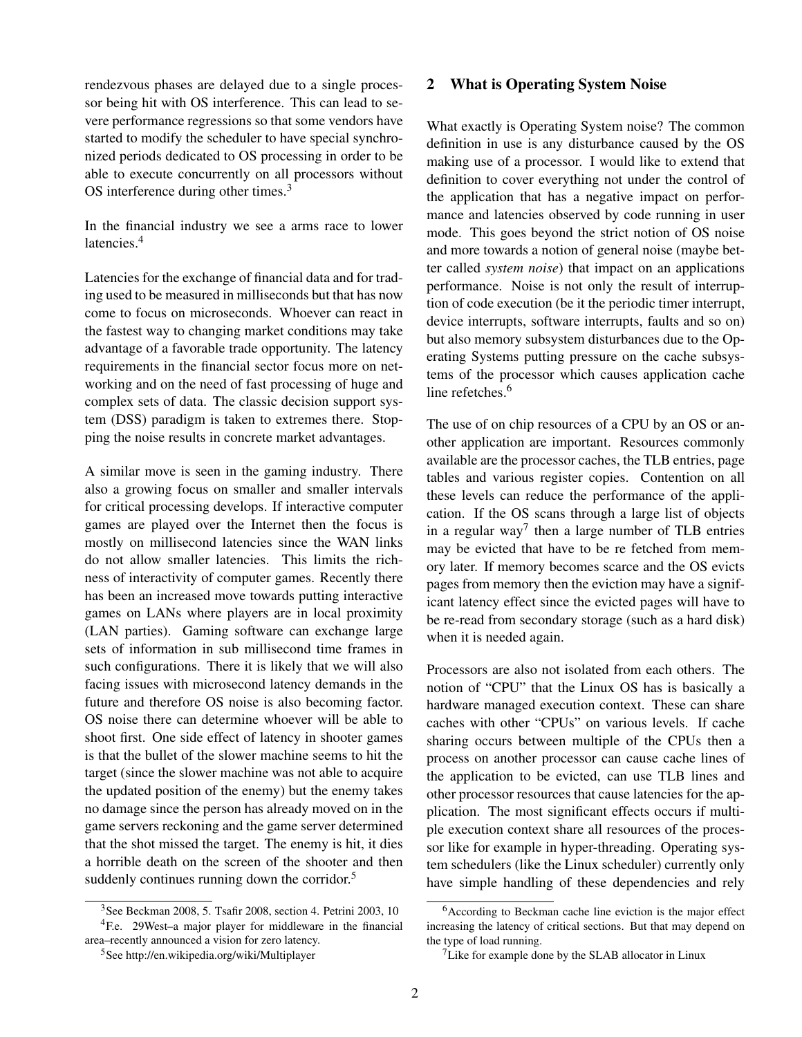rendezvous phases are delayed due to a single processor being hit with OS interference. This can lead to severe performance regressions so that some vendors have started to modify the scheduler to have special synchronized periods dedicated to OS processing in order to be able to execute concurrently on all processors without OS interference during other times.[3]

In the financial industry we see a arms race to lower latencies.[4]

Latencies for the exchange of financial data and for trading used to be measured in milliseconds but that has now come to focus on microseconds. Whoever can react in the fastest way to changing market conditions may take advantage of a favorable trade opportunity. The latency requirements in the financial sector focus more on networking and on the need of fast processing of huge and complex sets of data. The classic decision support system (DSS) paradigm is taken to extremes there. Stopping the noise results in concrete market advantages.

A similar move is seen in the gaming industry. There also a growing focus on smaller and smaller intervals for critical processing develops. If interactive computer games are played over the Internet then the focus is mostly on millisecond latencies since the WAN links do not allow smaller latencies. This limits the richness of interactivity of computer games. Recently there has been an increased move towards putting interactive games on LANs where players are in local proximity (LAN parties). Gaming software can exchange large sets of information in sub millisecond time frames in such configurations. There it is likely that we will also facing issues with microsecond latency demands in the future and therefore OS noise is also becoming factor. OS noise there can determine whoever will be able to shoot first. One side effect of latency in shooter games is that the bullet of the slower machine seems to hit the target (since the slower machine was not able to acquire the updated position of the enemy) but the enemy takes no damage since the person has already moved on in the game servers reckoning and the game server determined that the shot missed the target. The enemy is hit, it dies a horrible death on the screen of the shooter and then suddenly continues running down the corridor.[5]

## 2 What is Operating System Noise

What exactly is Operating System noise? The common definition in use is any disturbance caused by the OS making use of a processor. I would like to extend that definition to cover everything not under the control of the application that has a negative impact on performance and latencies observed by code running in user mode. This goes beyond the strict notion of OS noise and more towards a notion of general noise (maybe better called *system noise*) that impact on an applications performance. Noise is not only the result of interruption of code execution (be it the periodic timer interrupt, device interrupts, software interrupts, faults and so on) but also memory subsystem disturbances due to the Operating Systems putting pressure on the cache subsystems of the processor which causes application cache line refetches.[6]

The use of on chip resources of a CPU by an OS or another application are important. Resources commonly available are the processor caches, the TLB entries, page tables and various register copies. Contention on all these levels can reduce the performance of the application. If the OS scans through a large list of objects in a regular way[7] then a large number of TLB entries may be evicted that have to be re fetched from memory later. If memory becomes scarce and the OS evicts pages from memory then the eviction may have a significant latency effect since the evicted pages will have to be re-read from secondary storage (such as a hard disk) when it is needed again.

Processors are also not isolated from each others. The notion of "CPU" that the Linux OS has is basically a hardware managed execution context. These can share caches with other "CPUs" on various levels. If cache sharing occurs between multiple of the CPUs then a process on another processor can cause cache lines of the application to be evicted, can use TLB lines and other processor resources that cause latencies for the application. The most significant effects occurs if multiple execution context share all resources of the processor like for example in hyper-threading. Operating system schedulers (like the Linux scheduler) currently only have simple handling of these dependencies and rely

---

[3] See Beckman 2008, 5. Tsafir 2008, section 4. Petrini 2003, 10

[4] F.e. 29West–a major player for middleware in the financial area–recently announced a vision for zero latency.

[5] See http://en.wikipedia.org/wiki/Multiplayer

[6] According to Beckman cache line eviction is the major effect increasing the latency of critical sections. But that may depend on the type of load running.

[7] Like for example done by the SLAB allocator in Linux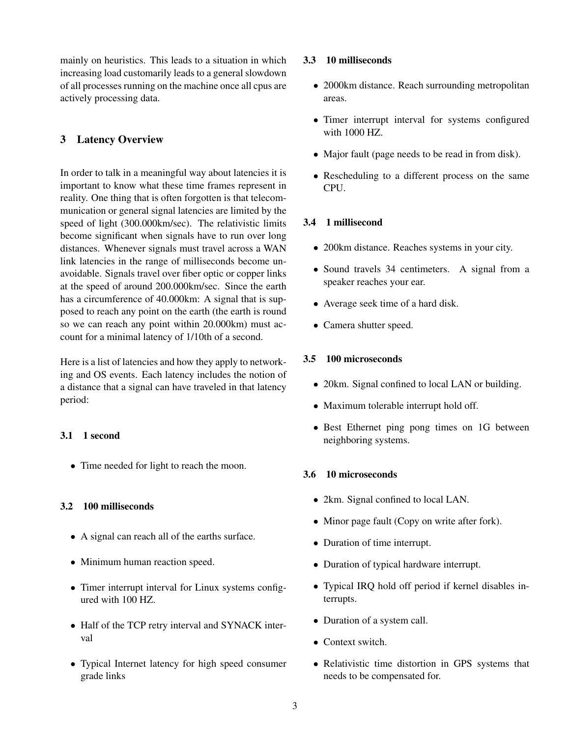mainly on heuristics. This leads to a situation in which increasing load customarily leads to a general slowdown of all processes running on the machine once all cpus are actively processing data.

## 3 Latency Overview

In order to talk in a meaningful way about latencies it is important to know what these time frames represent in reality. One thing that is often forgotten is that telecommunication or general signal latencies are limited by the speed of light (300.000km/sec). The relativistic limits become significant when signals have to run over long distances. Whenever signals must travel across a WAN link latencies in the range of milliseconds become unavoidable. Signals travel over fiber optic or copper links at the speed of around 200.000km/sec. Since the earth has a circumference of 40.000km: A signal that is supposed to reach any point on the earth (the earth is round so we can reach any point within 20.000km) must account for a minimal latency of 1/10th of a second.

Here is a list of latencies and how they apply to networking and OS events. Each latency includes the notion of a distance that a signal can have traveled in that latency period:

### 3.1 1 second

- Time needed for light to reach the moon.

### 3.2 100 milliseconds

- A signal can reach all of the earths surface.
- Minimum human reaction speed.
- Timer interrupt interval for Linux systems configured with 100 HZ.
- Half of the TCP retry interval and SYNACK interval
- Typical Internet latency for high speed consumer grade links

### 3.3 10 milliseconds

- 2000km distance. Reach surrounding metropolitan areas.
- Timer interrupt interval for systems configured with 1000 HZ.
- Major fault (page needs to be read in from disk).
- Rescheduling to a different process on the same CPU.

### 3.4 1 millisecond

- 200km distance. Reaches systems in your city.
- Sound travels 34 centimeters. A signal from a speaker reaches your ear.
- Average seek time of a hard disk.
- Camera shutter speed.

### 3.5 100 microseconds

- 20km. Signal confined to local LAN or building.
- Maximum tolerable interrupt hold off.
- Best Ethernet ping pong times on 1G between neighboring systems.

### 3.6 10 microseconds

- 2km. Signal confined to local LAN.
- Minor page fault (Copy on write after fork).
- Duration of time interrupt.
- Duration of typical hardware interrupt.
- Typical IRQ hold off period if kernel disables interrupts.
- Duration of a system call.
- Context switch.
- Relativistic time distortion in GPS systems that needs to be compensated for.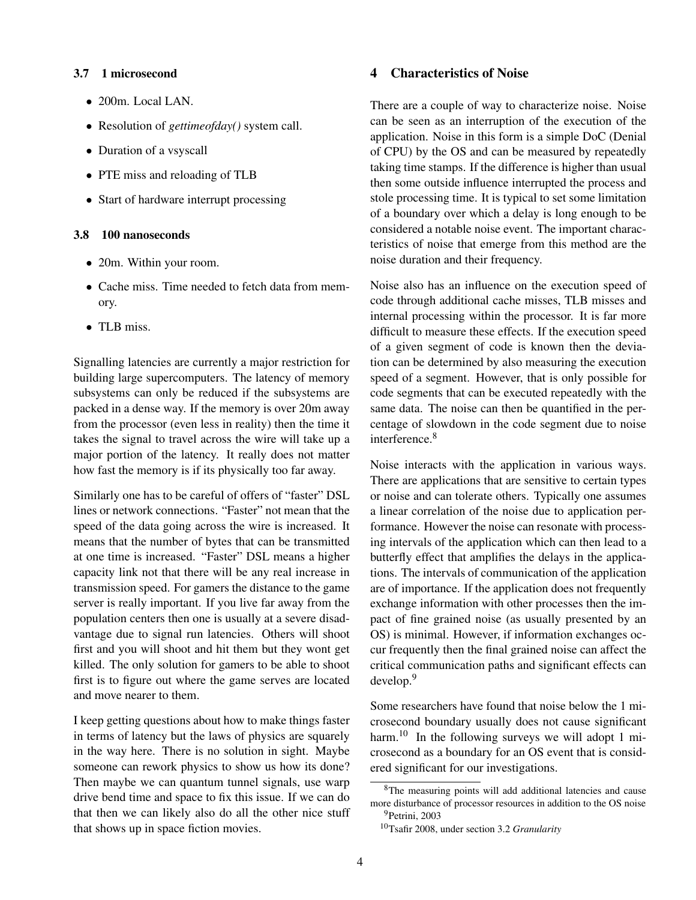### 3.7 1 microsecond

- 200m. Local LAN.
- Resolution of *gettimeofday()* system call.
- Duration of a vsyscall
- PTE miss and reloading of TLB
- Start of hardware interrupt processing

### 3.8 100 nanoseconds

- 20m. Within your room.
- Cache miss. Time needed to fetch data from memory.
- TLB miss.

Signalling latencies are currently a major restriction for building large supercomputers. The latency of memory subsystems can only be reduced if the subsystems are packed in a dense way. If the memory is over 20m away from the processor (even less in reality) then the time it takes the signal to travel across the wire will take up a major portion of the latency. It really does not matter how fast the memory is if its physically too far away.

Similarly one has to be careful of offers of "faster" DSL lines or network connections. "Faster" not mean that the speed of the data going across the wire is increased. It means that the number of bytes that can be transmitted at one time is increased. "Faster" DSL means a higher capacity link not that there will be any real increase in transmission speed. For gamers the distance to the game server is really important. If you live far away from the population centers then one is usually at a severe disadvantage due to signal run latencies. Others will shoot first and you will shoot and hit them but they wont get killed. The only solution for gamers to be able to shoot first is to figure out where the game serves are located and move nearer to them.

I keep getting questions about how to make things faster in terms of latency but the laws of physics are squarely in the way here. There is no solution in sight. Maybe someone can rework physics to show us how its done? Then maybe we can quantum tunnel signals, use warp drive bend time and space to fix this issue. If we can do that then we can likely also do all the other nice stuff that shows up in space fiction movies.

## 4 Characteristics of Noise

There are a couple of way to characterize noise. Noise can be seen as an interruption of the execution of the application. Noise in this form is a simple DoC (Denial of CPU) by the OS and can be measured by repeatedly taking time stamps. If the difference is higher than usual then some outside influence interrupted the process and stole processing time. It is typical to set some limitation of a boundary over which a delay is long enough to be considered a notable noise event. The important characteristics of noise that emerge from this method are the noise duration and their frequency.

Noise also has an influence on the execution speed of code through additional cache misses, TLB misses and internal processing within the processor. It is far more difficult to measure these effects. If the execution speed of a given segment of code is known then the deviation can be determined by also measuring the execution speed of a segment. However, that is only possible for code segments that can be executed repeatedly with the same data. The noise can then be quantified in the percentage of slowdown in the code segment due to noise interference.[8]

Noise interacts with the application in various ways. There are applications that are sensitive to certain types or noise and can tolerate others. Typically one assumes a linear correlation of the noise due to application performance. However the noise can resonate with processing intervals of the application which can then lead to a butterfly effect that amplifies the delays in the applications. The intervals of communication of the application are of importance. If the application does not frequently exchange information with other processes then the impact of fine grained noise (as usually presented by an OS) is minimal. However, if information exchanges occur frequently then the final grained noise can affect the critical communication paths and significant effects can develop.[9]

Some researchers have found that noise below the 1 microsecond boundary usually does not cause significant harm.[10] In the following surveys we will adopt 1 microsecond as a boundary for an OS event that is considered significant for our investigations.

---

[8] The measuring points will add additional latencies and cause more disturbance of processor resources in addition to the OS noise

[9] Petrini, 2003

[10] Tsafir 2008, under section 3.2 *Granularity*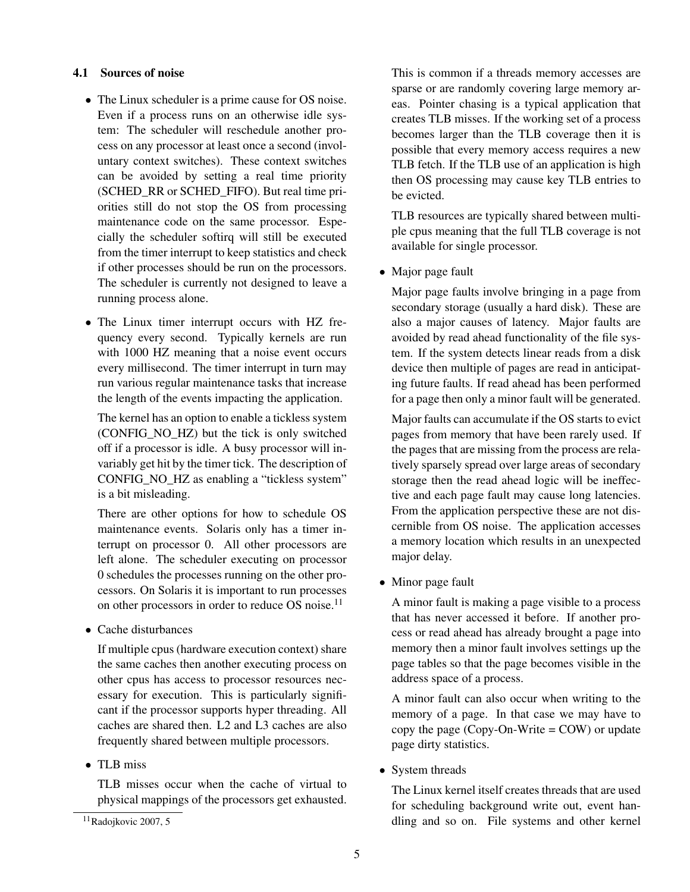### 4.1 Sources of noise

- The Linux scheduler is a prime cause for OS noise. Even if a process runs on an otherwise idle system: The scheduler will reschedule another process on any processor at least once a second (involuntary context switches). These context switches can be avoided by setting a real time priority (SCHED_RR or SCHED_FIFO). But real time priorities still do not stop the OS from processing maintenance code on the same processor. Especially the scheduler softirq will still be executed from the timer interrupt to keep statistics and check if other processes should be run on the processors. The scheduler is currently not designed to leave a running process alone.

- The Linux timer interrupt occurs with HZ frequency every second. Typically kernels are run with 1000 HZ meaning that a noise event occurs every millisecond. The timer interrupt in turn may run various regular maintenance tasks that increase the length of the events impacting the application.

  The kernel has an option to enable a tickless system (CONFIG_NO_HZ) but the tick is only switched off if a processor is idle. A busy processor will invariably get hit by the timer tick. The description of CONFIG_NO_HZ as enabling a "tickless system" is a bit misleading.

  There are other options for how to schedule OS maintenance events. Solaris only has a timer interrupt on processor 0. All other processors are left alone. The scheduler executing on processor 0 schedules the processes running on the other processors. On Solaris it is important to run processes on other processors in order to reduce OS noise.[11]

- Cache disturbances

  If multiple cpus (hardware execution context) share the same caches then another executing process on other cpus has access to processor resources necessary for execution. This is particularly significant if the processor supports hyper threading. All caches are shared then. L2 and L3 caches are also frequently shared between multiple processors.

- TLB miss

  TLB misses occur when the cache of virtual to physical mappings of the processors get exhausted. This is common if a threads memory accesses are sparse or are randomly covering large memory areas. Pointer chasing is a typical application that creates TLB misses. If the working set of a process becomes larger than the TLB coverage then it is possible that every memory access requires a new TLB fetch. If the TLB use of an application is high then OS processing may cause key TLB entries to be evicted.

  TLB resources are typically shared between multiple cpus meaning that the full TLB coverage is not available for single processor.

- Major page fault

  Major page faults involve bringing in a page from secondary storage (usually a hard disk). These are also a major causes of latency. Major faults are avoided by read ahead functionality of the file system. If the system detects linear reads from a disk device then multiple of pages are read in anticipating future faults. If read ahead has been performed for a page then only a minor fault will be generated.

  Major faults can accumulate if the OS starts to evict pages from memory that have been rarely used. If the pages that are missing from the process are relatively sparsely spread over large areas of secondary storage then the read ahead logic will be ineffective and each page fault may cause long latencies. From the application perspective these are not discernible from OS noise. The application accesses a memory location which results in an unexpected major delay.

- Minor page fault

  A minor fault is making a page visible to a process that has never accessed it before. If another process or read ahead has already brought a page into memory then a minor fault involves settings up the page tables so that the page becomes visible in the address space of a process.

  A minor fault can also occur when writing to the memory of a page. In that case we may have to copy the page (Copy-On-Write = COW) or update page dirty statistics.

- System threads

  The Linux kernel itself creates threads that are used for scheduling background write out, event handling and so on. File systems and other kernel

[11] Radojkovic 2007, 5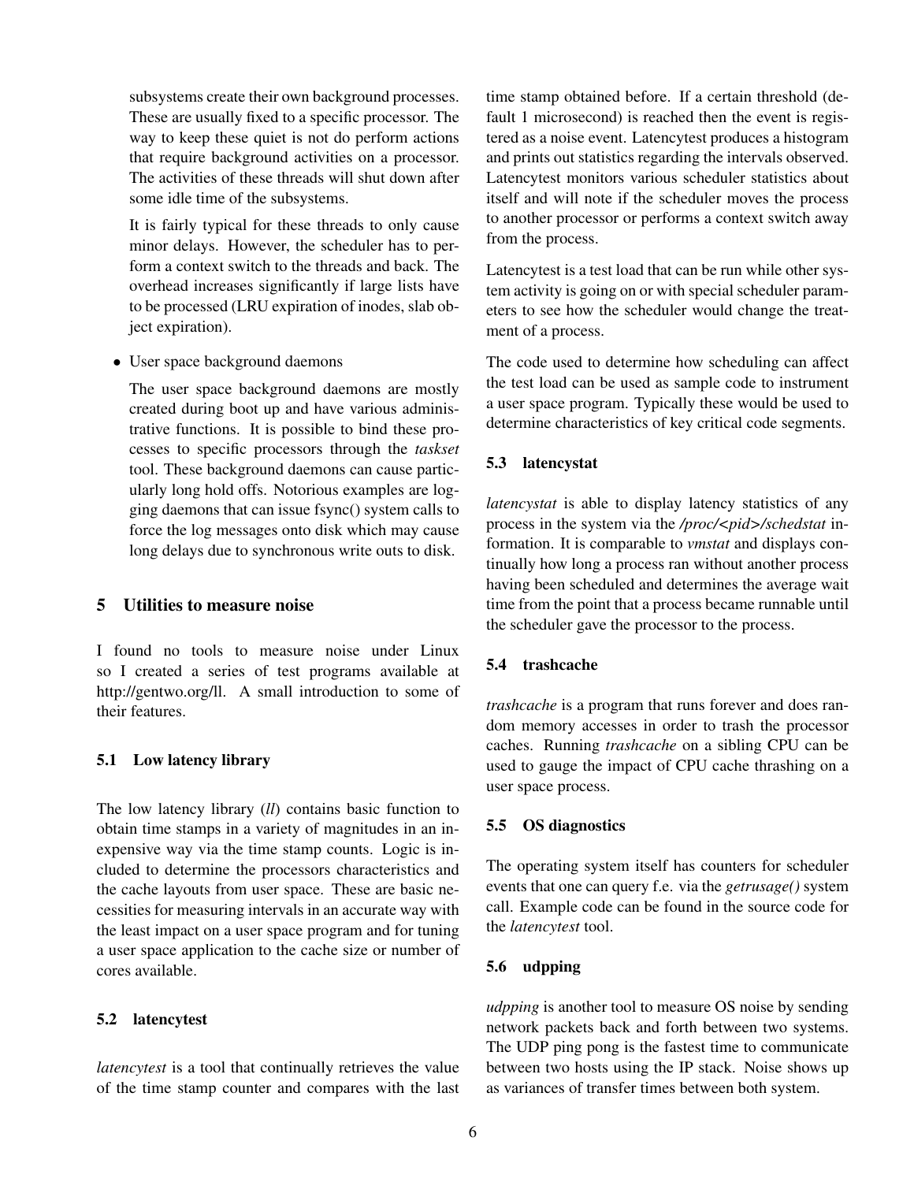subsystems create their own background processes. These are usually fixed to a specific processor. The way to keep these quiet is not do perform actions that require background activities on a processor. The activities of these threads will shut down after some idle time of the subsystems.

It is fairly typical for these threads to only cause minor delays. However, the scheduler has to perform a context switch to the threads and back. The overhead increases significantly if large lists have to be processed (LRU expiration of inodes, slab object expiration).

- User space background daemons

  The user space background daemons are mostly created during boot up and have various administrative functions. It is possible to bind these processes to specific processors through the *taskset* tool. These background daemons can cause particularly long hold offs. Notorious examples are logging daemons that can issue fsync() system calls to force the log messages onto disk which may cause long delays due to synchronous write outs to disk.

## 5 Utilities to measure noise

I found no tools to measure noise under Linux so I created a series of test programs available at http://gentwo.org/ll. A small introduction to some of their features.

### 5.1 Low latency library

The low latency library (*ll*) contains basic function to obtain time stamps in a variety of magnitudes in an inexpensive way via the time stamp counts. Logic is included to determine the processors characteristics and the cache layouts from user space. These are basic necessities for measuring intervals in an accurate way with the least impact on a user space program and for tuning a user space application to the cache size or number of cores available.

### 5.2 latencytest

*latencytest* is a tool that continually retrieves the value of the time stamp counter and compares with the last time stamp obtained before. If a certain threshold (default 1 microsecond) is reached then the event is registered as a noise event. Latencytest produces a histogram and prints out statistics regarding the intervals observed. Latencytest monitors various scheduler statistics about itself and will note if the scheduler moves the process to another processor or performs a context switch away from the process.

Latencytest is a test load that can be run while other system activity is going on or with special scheduler parameters to see how the scheduler would change the treatment of a process.

The code used to determine how scheduling can affect the test load can be used as sample code to instrument a user space program. Typically these would be used to determine characteristics of key critical code segments.

### 5.3 latencystat

*latencystat* is able to display latency statistics of any process in the system via the */proc/<pid>/schedstat* information. It is comparable to *vmstat* and displays continually how long a process ran without another process having been scheduled and determines the average wait time from the point that a process became runnable until the scheduler gave the processor to the process.

### 5.4 trashcache

*trashcache* is a program that runs forever and does random memory accesses in order to trash the processor caches. Running *trashcache* on a sibling CPU can be used to gauge the impact of CPU cache thrashing on a user space process.

### 5.5 OS diagnostics

The operating system itself has counters for scheduler events that one can query f.e. via the *getrusage()* system call. Example code can be found in the source code for the *latencytest* tool.

### 5.6 udpping

*udpping* is another tool to measure OS noise by sending network packets back and forth between two systems. The UDP ping pong is the fastest time to communicate between two hosts using the IP stack. Noise shows up as variances of transfer times between both system.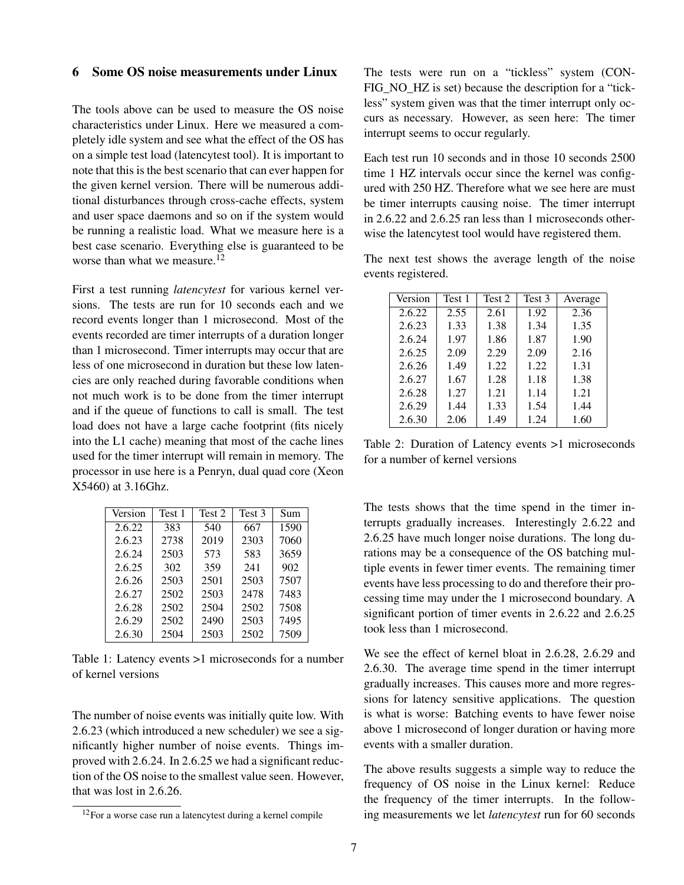## 6 Some OS noise measurements under Linux

The tools above can be used to measure the OS noise characteristics under Linux. Here we measured a completely idle system and see what the effect of the OS has on a simple test load (latencytest tool). It is important to note that this is the best scenario that can ever happen for the given kernel version. There will be numerous additional disturbances through cross-cache effects, system and user space daemons and so on if the system would be running a realistic load. What we measure here is a best case scenario. Everything else is guaranteed to be worse than what we measure.[12]

First a test running *latencytest* for various kernel versions. The tests are run for 10 seconds each and we record events longer than 1 microsecond. Most of the events recorded are timer interrupts of a duration longer than 1 microsecond. Timer interrupts may occur that are less of one microsecond in duration but these low latencies are only reached during favorable conditions when not much work is to be done from the timer interrupt and if the queue of functions to call is small. The test load does not have a large cache footprint (fits nicely into the L1 cache) meaning that most of the cache lines used for the timer interrupt will remain in memory. The processor in use here is a Penryn, dual quad core (Xeon X5460) at 3.16Ghz.

| Version | Test 1 | Test 2 | Test 3 | Sum |
|---|---|---|---|---|
| 2.6.22 | 383 | 540 | 667 | 1590 |
| 2.6.23 | 2738 | 2019 | 2303 | 7060 |
| 2.6.24 | 2503 | 573 | 583 | 3659 |
| 2.6.25 | 302 | 359 | 241 | 902 |
| 2.6.26 | 2503 | 2501 | 2503 | 7507 |
| 2.6.27 | 2502 | 2503 | 2478 | 7483 |
| 2.6.28 | 2502 | 2504 | 2502 | 7508 |
| 2.6.29 | 2502 | 2490 | 2503 | 7495 |
| 2.6.30 | 2504 | 2503 | 2502 | 7509 |

Table 1: Latency events >1 microseconds for a number of kernel versions

The number of noise events was initially quite low. With 2.6.23 (which introduced a new scheduler) we see a significantly higher number of noise events. Things improved with 2.6.24. In 2.6.25 we had a significant reduction of the OS noise to the smallest value seen. However, that was lost in 2.6.26.

[12] For a worse case run a latencytest during a kernel compile

The tests were run on a "tickless" system (CONFIG_NO_HZ is set) because the description for a "tickless" system given was that the timer interrupt only occurs as necessary. However, as seen here: The timer interrupt seems to occur regularly.

Each test run 10 seconds and in those 10 seconds 2500 time 1 HZ intervals occur since the kernel was configured with 250 HZ. Therefore what we see here are must be timer interrupts causing noise. The timer interrupt in 2.6.22 and 2.6.25 ran less than 1 microseconds otherwise the latencytest tool would have registered them.

The next test shows the average length of the noise events registered.

| Version | Test 1 | Test 2 | Test 3 | Average |
|---|---|---|---|---|
| 2.6.22 | 2.55 | 2.61 | 1.92 | 2.36 |
| 2.6.23 | 1.33 | 1.38 | 1.34 | 1.35 |
| 2.6.24 | 1.97 | 1.86 | 1.87 | 1.90 |
| 2.6.25 | 2.09 | 2.29 | 2.09 | 2.16 |
| 2.6.26 | 1.49 | 1.22 | 1.22 | 1.31 |
| 2.6.27 | 1.67 | 1.28 | 1.18 | 1.38 |
| 2.6.28 | 1.27 | 1.21 | 1.14 | 1.21 |
| 2.6.29 | 1.44 | 1.33 | 1.54 | 1.44 |
| 2.6.30 | 2.06 | 1.49 | 1.24 | 1.60 |

Table 2: Duration of Latency events >1 microseconds for a number of kernel versions

The tests shows that the time spend in the timer interrupts gradually increases. Interestingly 2.6.22 and 2.6.25 have much longer noise durations. The long durations may be a consequence of the OS batching multiple events in fewer timer events. The remaining timer events have less processing to do and therefore their processing time may under the 1 microsecond boundary. A significant portion of timer events in 2.6.22 and 2.6.25 took less than 1 microsecond.

We see the effect of kernel bloat in 2.6.28, 2.6.29 and 2.6.30. The average time spend in the timer interrupt gradually increases. This causes more and more regressions for latency sensitive applications. The question is what is worse: Batching events to have fewer noise above 1 microsecond of longer duration or having more events with a smaller duration.

The above results suggests a simple way to reduce the frequency of OS noise in the Linux kernel: Reduce the frequency of the timer interrupts. In the following measurements we let *latencytest* run for 60 seconds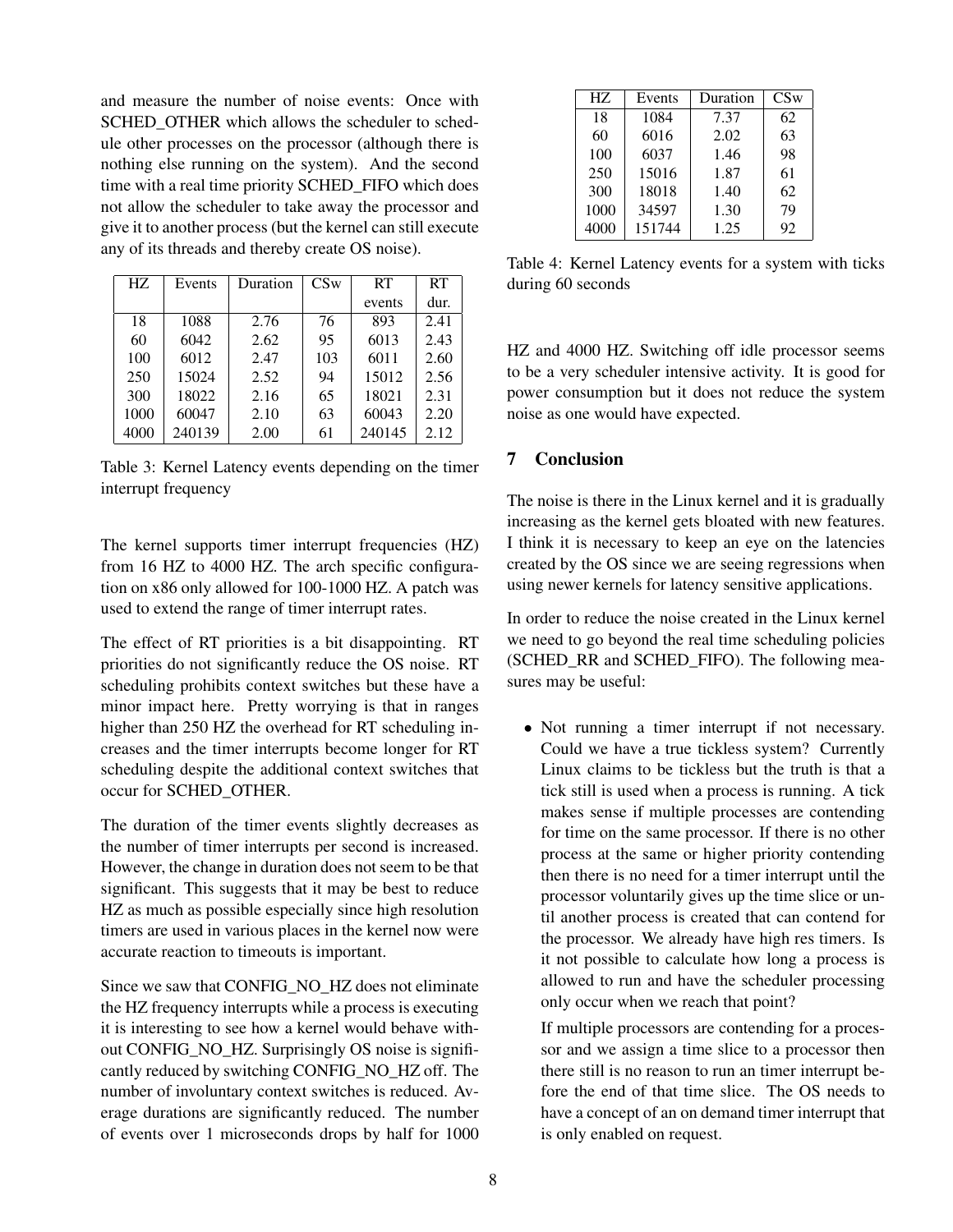and measure the number of noise events: Once with SCHED_OTHER which allows the scheduler to schedule other processes on the processor (although there is nothing else running on the system). And the second time with a real time priority SCHED_FIFO which does not allow the scheduler to take away the processor and give it to another process (but the kernel can still execute any of its threads and thereby create OS noise).

| HZ | Events | Duration | CSw | RT events | RT dur. |
|---|---|---|---|---|---|
| 18 | 1088 | 2.76 | 76 | 893 | 2.41 |
| 60 | 6042 | 2.62 | 95 | 6013 | 2.43 |
| 100 | 6012 | 2.47 | 103 | 6011 | 2.60 |
| 250 | 15024 | 2.52 | 94 | 15012 | 2.56 |
| 300 | 18022 | 2.16 | 65 | 18021 | 2.31 |
| 1000 | 60047 | 2.10 | 63 | 60043 | 2.20 |
| 4000 | 240139 | 2.00 | 61 | 240145 | 2.12 |

Table 3: Kernel Latency events depending on the timer interrupt frequency

The kernel supports timer interrupt frequencies (HZ) from 16 HZ to 4000 HZ. The arch specific configuration on x86 only allowed for 100-1000 HZ. A patch was used to extend the range of timer interrupt rates.

The effect of RT priorities is a bit disappointing. RT priorities do not significantly reduce the OS noise. RT scheduling prohibits context switches but these have a minor impact here. Pretty worrying is that in ranges higher than 250 HZ the overhead for RT scheduling increases and the timer interrupts become longer for RT scheduling despite the additional context switches that occur for SCHED_OTHER.

The duration of the timer events slightly decreases as the number of timer interrupts per second is increased. However, the change in duration does not seem to be that significant. This suggests that it may be best to reduce HZ as much as possible especially since high resolution timers are used in various places in the kernel now were accurate reaction to timeouts is important.

Since we saw that CONFIG_NO_HZ does not eliminate the HZ frequency interrupts while a process is executing it is interesting to see how a kernel would behave without CONFIG_NO_HZ. Surprisingly OS noise is significantly reduced by switching CONFIG_NO_HZ off. The number of involuntary context switches is reduced. Average durations are significantly reduced. The number of events over 1 microseconds drops by half for 1000 HZ and 4000 HZ. Switching off idle processor seems to be a very scheduler intensive activity. It is good for power consumption but it does not reduce the system noise as one would have expected.

| HZ | Events | Duration | CSw |
|---|---|---|---|
| 18 | 1084 | 7.37 | 62 |
| 60 | 6016 | 2.02 | 63 |
| 100 | 6037 | 1.46 | 98 |
| 250 | 15016 | 1.87 | 61 |
| 300 | 18018 | 1.40 | 62 |
| 1000 | 34597 | 1.30 | 79 |
| 4000 | 151744 | 1.25 | 92 |

Table 4: Kernel Latency events for a system with ticks during 60 seconds

## 7 Conclusion

The noise is there in the Linux kernel and it is gradually increasing as the kernel gets bloated with new features. I think it is necessary to keep an eye on the latencies created by the OS since we are seeing regressions when using newer kernels for latency sensitive applications.

In order to reduce the noise created in the Linux kernel we need to go beyond the real time scheduling policies (SCHED_RR and SCHED_FIFO). The following measures may be useful:

- Not running a timer interrupt if not necessary. Could we have a true tickless system? Currently Linux claims to be tickless but the truth is that a tick still is used when a process is running. A tick makes sense if multiple processes are contending for time on the same processor. If there is no other process at the same or higher priority contending then there is no need for a timer interrupt until the processor voluntarily gives up the time slice or until another process is created that can contend for the processor. We already have high res timers. Is it not possible to calculate how long a process is allowed to run and have the scheduler processing only occur when we reach that point?

  If multiple processors are contending for a processor and we assign a time slice to a processor then there still is no reason to run an timer interrupt before the end of that time slice. The OS needs to have a concept of an on demand timer interrupt that is only enabled on request.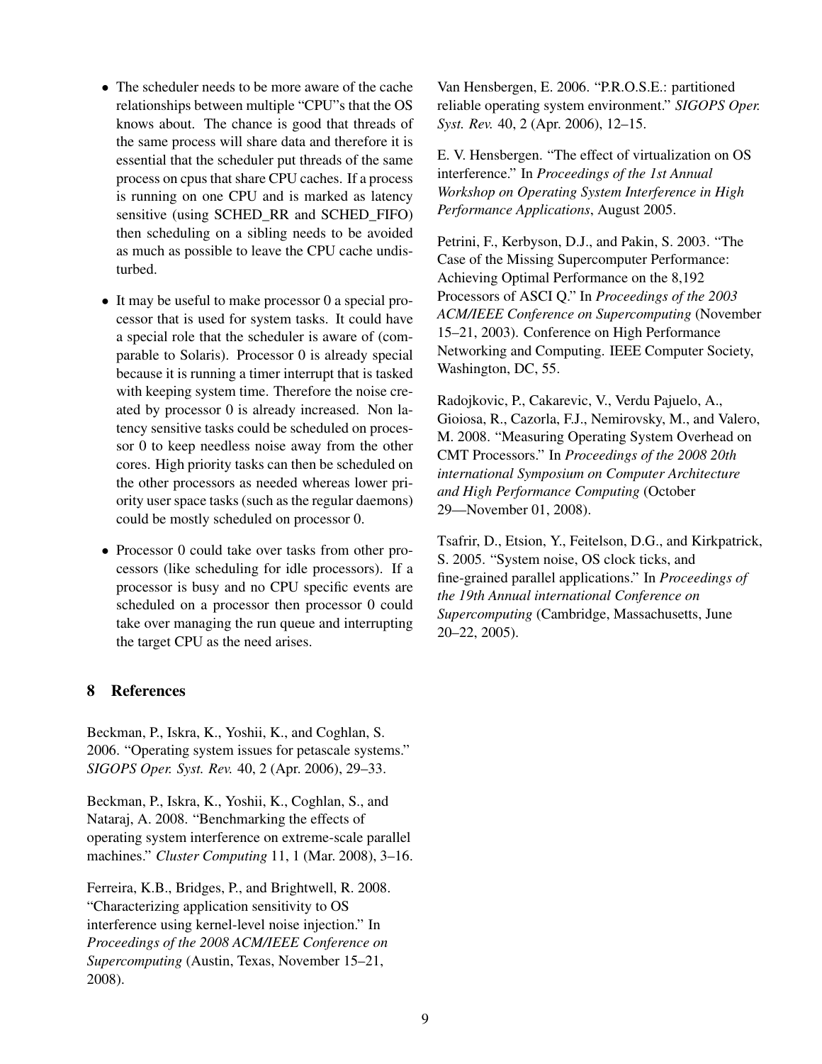- The scheduler needs to be more aware of the cache relationships between multiple "CPU"s that the OS knows about. The chance is good that threads of the same process will share data and therefore it is essential that the scheduler put threads of the same process on cpus that share CPU caches. If a process is running on one CPU and is marked as latency sensitive (using SCHED_RR and SCHED_FIFO) then scheduling on a sibling needs to be avoided as much as possible to leave the CPU cache undisturbed.

- It may be useful to make processor 0 a special processor that is used for system tasks. It could have a special role that the scheduler is aware of (comparable to Solaris). Processor 0 is already special because it is running a timer interrupt that is tasked with keeping system time. Therefore the noise created by processor 0 is already increased. Non latency sensitive tasks could be scheduled on processor 0 to keep needless noise away from the other cores. High priority tasks can then be scheduled on the other processors as needed whereas lower priority user space tasks (such as the regular daemons) could be mostly scheduled on processor 0.

- Processor 0 could take over tasks from other processors (like scheduling for idle processors). If a processor is busy and no CPU specific events are scheduled on a processor then processor 0 could take over managing the run queue and interrupting the target CPU as the need arises.

## 8 References

Beckman, P., Iskra, K., Yoshii, K., and Coghlan, S. 2006. "Operating system issues for petascale systems." *SIGOPS Oper. Syst. Rev.* 40, 2 (Apr. 2006), 29–33.

Beckman, P., Iskra, K., Yoshii, K., Coghlan, S., and Nataraj, A. 2008. "Benchmarking the effects of operating system interference on extreme-scale parallel machines." *Cluster Computing* 11, 1 (Mar. 2008), 3–16.

Ferreira, K.B., Bridges, P., and Brightwell, R. 2008. "Characterizing application sensitivity to OS interference using kernel-level noise injection." In *Proceedings of the 2008 ACM/IEEE Conference on Supercomputing* (Austin, Texas, November 15–21, 2008).

Van Hensbergen, E. 2006. "P.R.O.S.E.: partitioned reliable operating system environment." *SIGOPS Oper. Syst. Rev.* 40, 2 (Apr. 2006), 12–15.

E. V. Hensbergen. "The effect of virtualization on OS interference." In *Proceedings of the 1st Annual Workshop on Operating System Interference in High Performance Applications*, August 2005.

Petrini, F., Kerbyson, D.J., and Pakin, S. 2003. "The Case of the Missing Supercomputer Performance: Achieving Optimal Performance on the 8,192 Processors of ASCI Q." In *Proceedings of the 2003 ACM/IEEE Conference on Supercomputing* (November 15–21, 2003). Conference on High Performance Networking and Computing. IEEE Computer Society, Washington, DC, 55.

Radojkovic, P., Cakarevic, V., Verdu Pajuelo, A., Gioiosa, R., Cazorla, F.J., Nemirovsky, M., and Valero, M. 2008. "Measuring Operating System Overhead on CMT Processors." In *Proceedings of the 2008 20th international Symposium on Computer Architecture and High Performance Computing* (October 29—November 01, 2008).

Tsafrir, D., Etsion, Y., Feitelson, D.G., and Kirkpatrick, S. 2005. "System noise, OS clock ticks, and fine-grained parallel applications." In *Proceedings of the 19th Annual international Conference on Supercomputing* (Cambridge, Massachusetts, June 20–22, 2005).